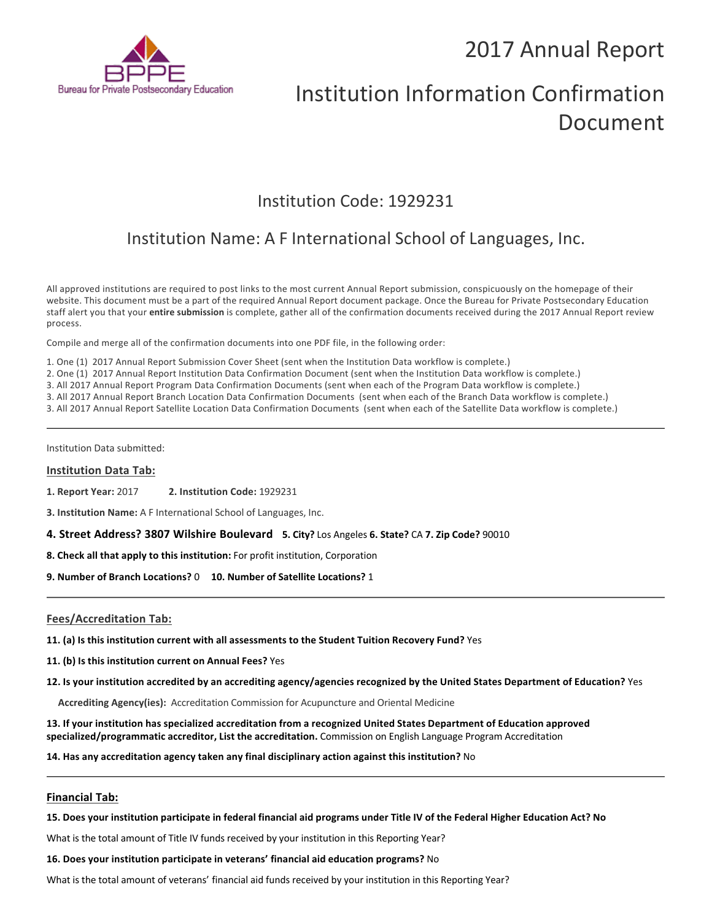Bureau for Private Postsecondary Education

# 2017 Annual Report

# Institution Information Confirmation Document

## Institution Code: 1929231

## Institution Name: A F International School of Languages, Inc.

All approved institutions are required to post links to the most current Annual Report submission, conspicuously on the homepage of their website. This document must be a part of the required Annual Report document package. Once the Bureau for Private Postsecondary Education staff alert you that your **entire submission** is complete, gather all of the confirmation documents received during the 2017 Annual Report review process.

Compile and merge all of the confirmation documents into one PDF file, in the following order:

1. One (1) 2017 Annual Report Submission Cover Sheet (sent when the Institution Data workflow is complete.)
2. One (1) 2017 Annual Report Institution Data Confirmation Document (sent when the Institution Data workflow is complete.)
3. All 2017 Annual Report Program Data Confirmation Documents (sent when each of the Program Data workflow is complete.)
3. All 2017 Annual Report Branch Location Data Confirmation Documents (sent when each of the Branch Data workflow is complete.)
3. All 2017 Annual Report Satellite Location Data Confirmation Documents (sent when each of the Satellite Data workflow is complete.)

---

Institution Data submitted:

### Institution Data Tab:

**1. Report Year:** 2017 **2. Institution Code:** 1929231

**3. Institution Name:** A F International School of Languages, Inc.

**4. Street Address? 3807 Wilshire Boulevard** **5. City?** Los Angeles **6. State?** CA **7. Zip Code?** 90010

**8. Check all that apply to this institution:** For profit institution, Corporation

**9. Number of Branch Locations?** 0 **10. Number of Satellite Locations?** 1

---

### Fees/Accreditation Tab:

**11. (a) Is this institution current with all assessments to the Student Tuition Recovery Fund?** Yes

**11. (b) Is this institution current on Annual Fees?** Yes

**12. Is your institution accredited by an accrediting agency/agencies recognized by the United States Department of Education?** Yes

**Accrediting Agency(ies):** Accreditation Commission for Acupuncture and Oriental Medicine

**13. If your institution has specialized accreditation from a recognized United States Department of Education approved specialized/programmatic accreditor, List the accreditation.** Commission on English Language Program Accreditation

**14. Has any accreditation agency taken any final disciplinary action against this institution?** No

---

### Financial Tab:

**15. Does your institution participate in federal financial aid programs under Title IV of the Federal Higher Education Act? No**

What is the total amount of Title IV funds received by your institution in this Reporting Year?

**16. Does your institution participate in veterans' financial aid education programs?** No

What is the total amount of veterans' financial aid funds received by your institution in this Reporting Year?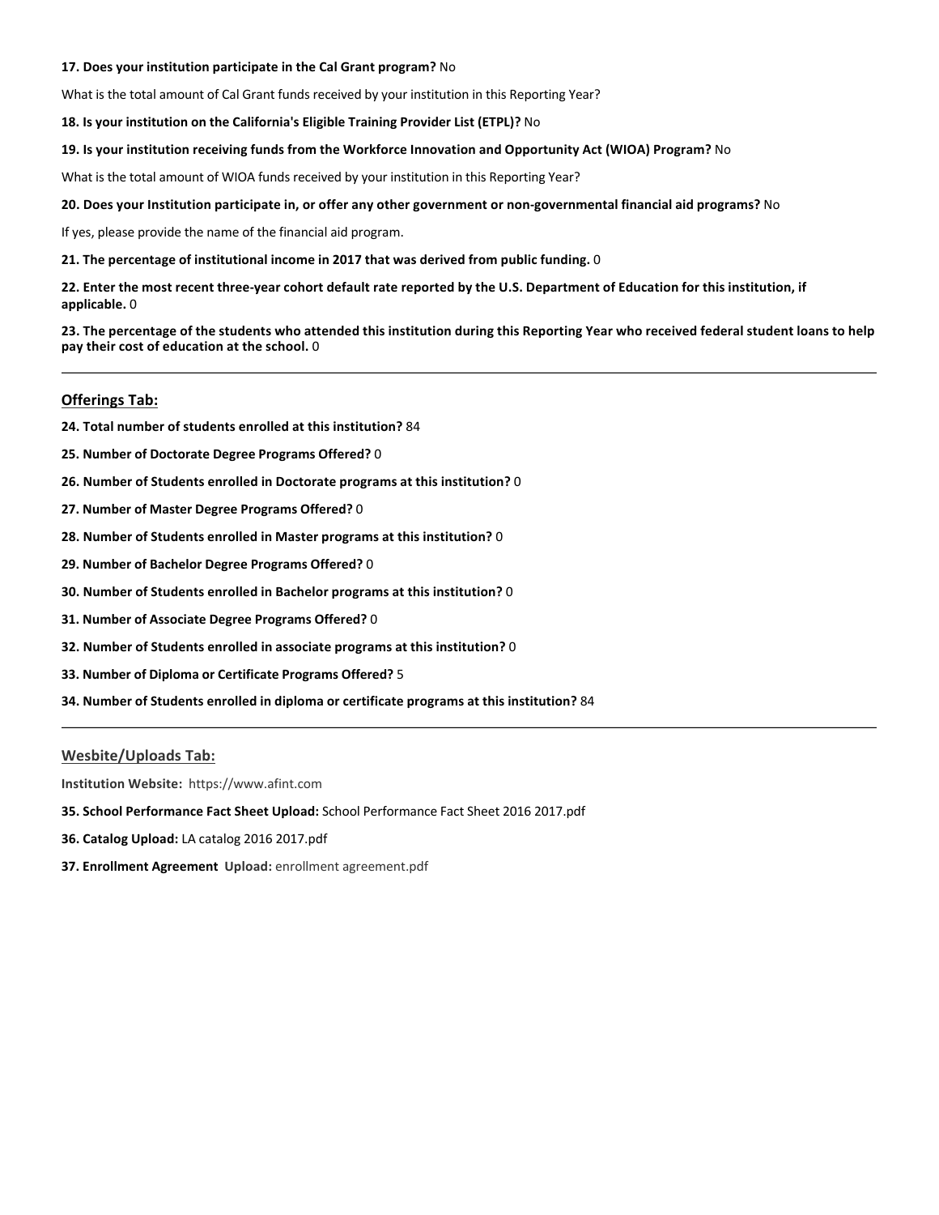**17. Does your institution participate in the Cal Grant program?** No

What is the total amount of Cal Grant funds received by your institution in this Reporting Year?

**18. Is your institution on the California's Eligible Training Provider List (ETPL)?** No

**19. Is your institution receiving funds from the Workforce Innovation and Opportunity Act (WIOA) Program?** No

What is the total amount of WIOA funds received by your institution in this Reporting Year?

**20. Does your Institution participate in, or offer any other government or non-governmental financial aid programs?** No

If yes, please provide the name of the financial aid program.

**21. The percentage of institutional income in 2017 that was derived from public funding.** 0

**22. Enter the most recent three-year cohort default rate reported by the U.S. Department of Education for this institution, if applicable.** 0

**23. The percentage of the students who attended this institution during this Reporting Year who received federal student loans to help pay their cost of education at the school.** 0

---

## Offerings Tab:

**24. Total number of students enrolled at this institution?** 84

**25. Number of Doctorate Degree Programs Offered?** 0

**26. Number of Students enrolled in Doctorate programs at this institution?** 0

**27. Number of Master Degree Programs Offered?** 0

**28. Number of Students enrolled in Master programs at this institution?** 0

**29. Number of Bachelor Degree Programs Offered?** 0

**30. Number of Students enrolled in Bachelor programs at this institution?** 0

**31. Number of Associate Degree Programs Offered?** 0

**32. Number of Students enrolled in associate programs at this institution?** 0

**33. Number of Diploma or Certificate Programs Offered?** 5

**34. Number of Students enrolled in diploma or certificate programs at this institution?** 84

---

## Wesbite/Uploads Tab:

**Institution Website:** https://www.afint.com

**35. School Performance Fact Sheet Upload:** School Performance Fact Sheet 2016 2017.pdf

**36. Catalog Upload:** LA catalog 2016 2017.pdf

**37. Enrollment Agreement Upload:** enrollment agreement.pdf